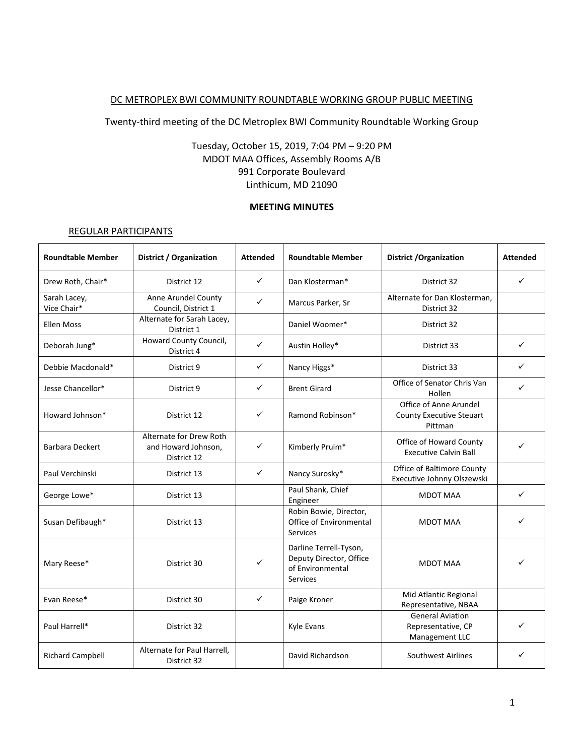# DC METROPLEX BWI COMMUNITY ROUNDTABLE WORKING GROUP PUBLIC MEETING

Twenty-third meeting of the DC Metroplex BWI Community Roundtable Working Group

Tuesday, October 15, 2019, 7:04 PM – 9:20 PM
MDOT MAA Offices, Assembly Rooms A/B
991 Corporate Boulevard
Linthicum, MD 21090

## MEETING MINUTES

### REGULAR PARTICIPANTS

| Roundtable Member | District / Organization | Attended | Roundtable Member | District /Organization | Attended |
|---|---|---|---|---|---|
| Drew Roth, Chair* | District 12 | ✓ | Dan Klosterman* | District 32 | ✓ |
| Sarah Lacey, Vice Chair* | Anne Arundel County Council, District 1 | ✓ | Marcus Parker, Sr | Alternate for Dan Klosterman, District 32 | |
| Ellen Moss | Alternate for Sarah Lacey, District 1 | | Daniel Woomer* | District 32 | |
| Deborah Jung* | Howard County Council, District 4 | ✓ | Austin Holley* | District 33 | ✓ |
| Debbie Macdonald* | District 9 | ✓ | Nancy Higgs* | District 33 | ✓ |
| Jesse Chancellor* | District 9 | ✓ | Brent Girard | Office of Senator Chris Van Hollen | ✓ |
| Howard Johnson* | District 12 | ✓ | Ramond Robinson* | Office of Anne Arundel County Executive Steuart Pittman | |
| Barbara Deckert | Alternate for Drew Roth and Howard Johnson, District 12 | ✓ | Kimberly Pruim* | Office of Howard County Executive Calvin Ball | ✓ |
| Paul Verchinski | District 13 | ✓ | Nancy Surosky* | Office of Baltimore County Executive Johnny Olszewski | |
| George Lowe* | District 13 | | Paul Shank, Chief Engineer | MDOT MAA | ✓ |
| Susan Defibaugh* | District 13 | | Robin Bowie, Director, Office of Environmental Services | MDOT MAA | ✓ |
| Mary Reese* | District 30 | ✓ | Darline Terrell-Tyson, Deputy Director, Office of Environmental Services | MDOT MAA | ✓ |
| Evan Reese* | District 30 | ✓ | Paige Kroner | Mid Atlantic Regional Representative, NBAA | |
| Paul Harrell* | District 32 | | Kyle Evans | General Aviation Representative, CP Management LLC | ✓ |
| Richard Campbell | Alternate for Paul Harrell, District 32 | | David Richardson | Southwest Airlines | ✓ |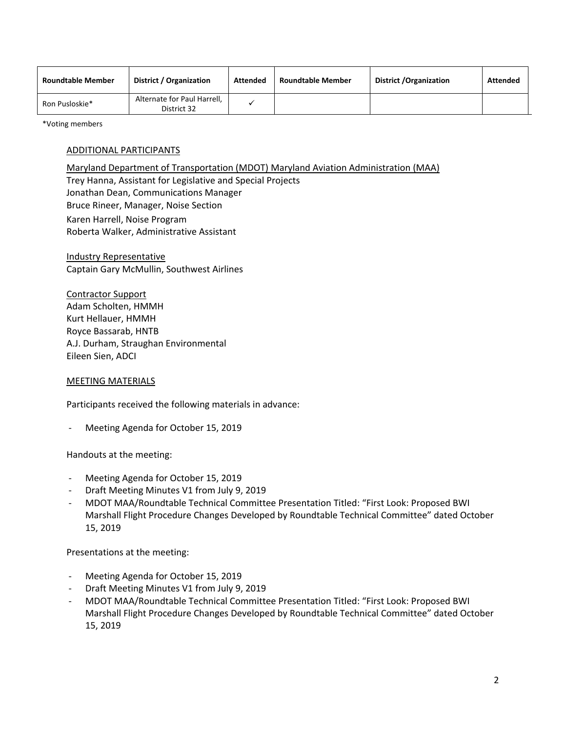| Roundtable Member | District / Organization | Attended | Roundtable Member | District /Organization | Attended |
|---|---|---|---|---|---|
| Ron Pusloskie* | Alternate for Paul Harrell, District 32 | ✓ | | | |

*Voting members

ADDITIONAL PARTICIPANTS

Maryland Department of Transportation (MDOT) Maryland Aviation Administration (MAA)
Trey Hanna, Assistant for Legislative and Special Projects
Jonathan Dean, Communications Manager
Bruce Rineer, Manager, Noise Section
Karen Harrell, Noise Program
Roberta Walker, Administrative Assistant

Industry Representative
Captain Gary McMullin, Southwest Airlines

Contractor Support
Adam Scholten, HMMH
Kurt Hellauer, HMMH
Royce Bassarab, HNTB
A.J. Durham, Straughan Environmental
Eileen Sien, ADCI

MEETING MATERIALS

Participants received the following materials in advance:

- Meeting Agenda for October 15, 2019

Handouts at the meeting:

- Meeting Agenda for October 15, 2019
- Draft Meeting Minutes V1 from July 9, 2019
- MDOT MAA/Roundtable Technical Committee Presentation Titled: "First Look: Proposed BWI Marshall Flight Procedure Changes Developed by Roundtable Technical Committee" dated October 15, 2019

Presentations at the meeting:

- Meeting Agenda for October 15, 2019
- Draft Meeting Minutes V1 from July 9, 2019
- MDOT MAA/Roundtable Technical Committee Presentation Titled: "First Look: Proposed BWI Marshall Flight Procedure Changes Developed by Roundtable Technical Committee" dated October 15, 2019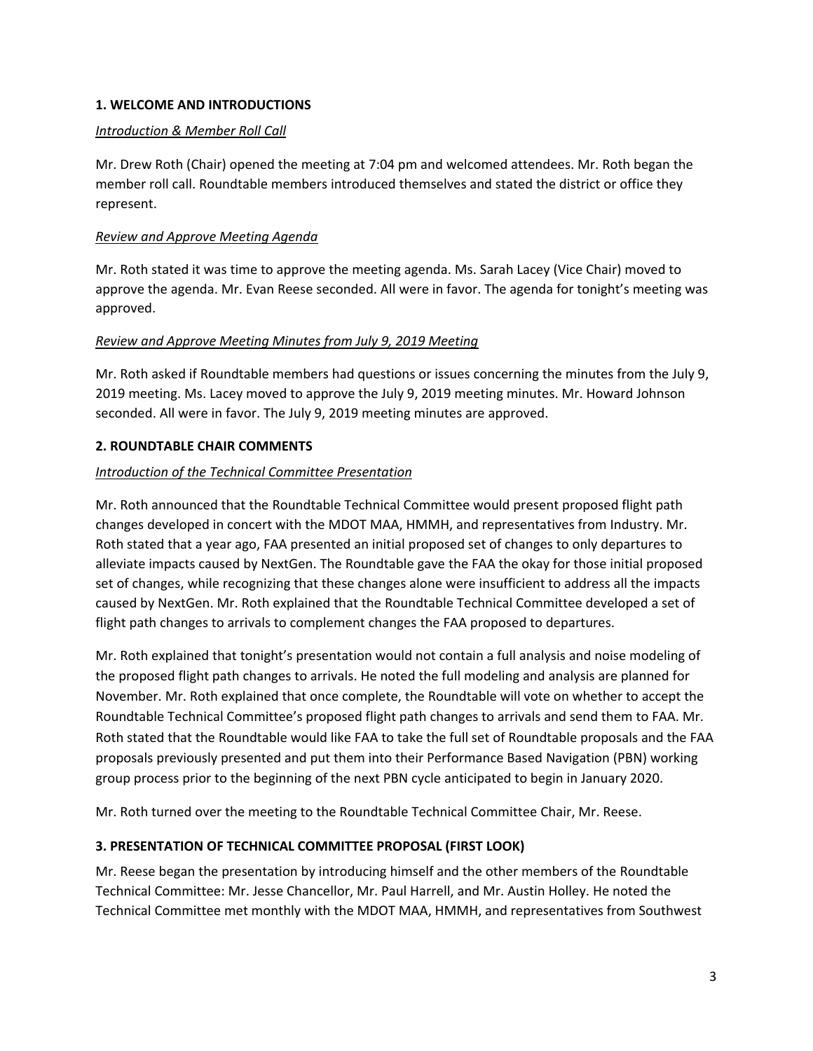## 1. WELCOME AND INTRODUCTIONS

*Introduction & Member Roll Call*

Mr. Drew Roth (Chair) opened the meeting at 7:04 pm and welcomed attendees. Mr. Roth began the member roll call. Roundtable members introduced themselves and stated the district or office they represent.

*Review and Approve Meeting Agenda*

Mr. Roth stated it was time to approve the meeting agenda. Ms. Sarah Lacey (Vice Chair) moved to approve the agenda. Mr. Evan Reese seconded. All were in favor. The agenda for tonight's meeting was approved.

*Review and Approve Meeting Minutes from July 9, 2019 Meeting*

Mr. Roth asked if Roundtable members had questions or issues concerning the minutes from the July 9, 2019 meeting. Ms. Lacey moved to approve the July 9, 2019 meeting minutes. Mr. Howard Johnson seconded. All were in favor. The July 9, 2019 meeting minutes are approved.

## 2. ROUNDTABLE CHAIR COMMENTS

*Introduction of the Technical Committee Presentation*

Mr. Roth announced that the Roundtable Technical Committee would present proposed flight path changes developed in concert with the MDOT MAA, HMMH, and representatives from Industry. Mr. Roth stated that a year ago, FAA presented an initial proposed set of changes to only departures to alleviate impacts caused by NextGen. The Roundtable gave the FAA the okay for those initial proposed set of changes, while recognizing that these changes alone were insufficient to address all the impacts caused by NextGen. Mr. Roth explained that the Roundtable Technical Committee developed a set of flight path changes to arrivals to complement changes the FAA proposed to departures.

Mr. Roth explained that tonight's presentation would not contain a full analysis and noise modeling of the proposed flight path changes to arrivals. He noted the full modeling and analysis are planned for November. Mr. Roth explained that once complete, the Roundtable will vote on whether to accept the Roundtable Technical Committee's proposed flight path changes to arrivals and send them to FAA. Mr. Roth stated that the Roundtable would like FAA to take the full set of Roundtable proposals and the FAA proposals previously presented and put them into their Performance Based Navigation (PBN) working group process prior to the beginning of the next PBN cycle anticipated to begin in January 2020.

Mr. Roth turned over the meeting to the Roundtable Technical Committee Chair, Mr. Reese.

## 3. PRESENTATION OF TECHNICAL COMMITTEE PROPOSAL (FIRST LOOK)

Mr. Reese began the presentation by introducing himself and the other members of the Roundtable Technical Committee: Mr. Jesse Chancellor, Mr. Paul Harrell, and Mr. Austin Holley. He noted the Technical Committee met monthly with the MDOT MAA, HMMH, and representatives from Southwest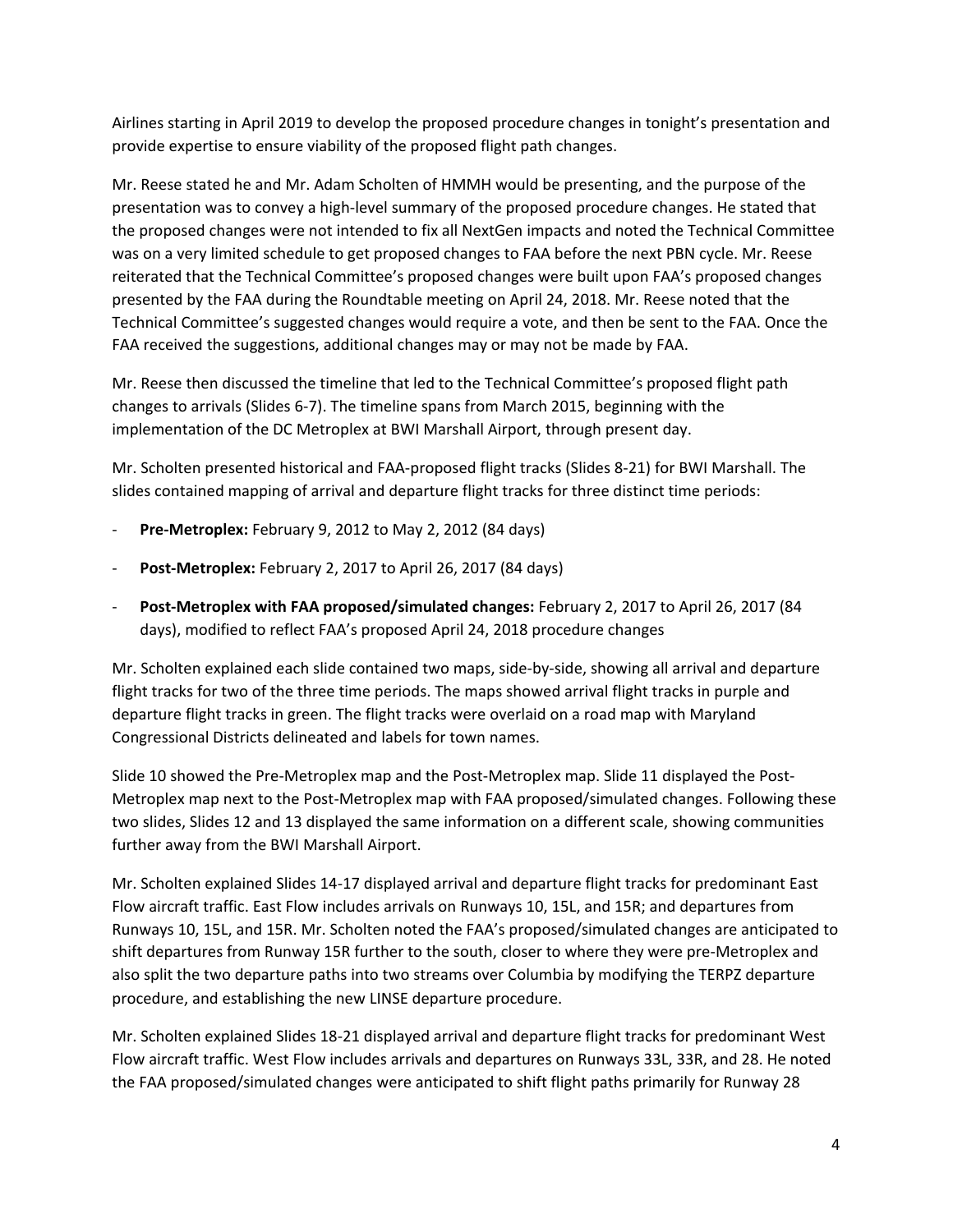Airlines starting in April 2019 to develop the proposed procedure changes in tonight's presentation and provide expertise to ensure viability of the proposed flight path changes.

Mr. Reese stated he and Mr. Adam Scholten of HMMH would be presenting, and the purpose of the presentation was to convey a high-level summary of the proposed procedure changes. He stated that the proposed changes were not intended to fix all NextGen impacts and noted the Technical Committee was on a very limited schedule to get proposed changes to FAA before the next PBN cycle. Mr. Reese reiterated that the Technical Committee's proposed changes were built upon FAA's proposed changes presented by the FAA during the Roundtable meeting on April 24, 2018. Mr. Reese noted that the Technical Committee's suggested changes would require a vote, and then be sent to the FAA. Once the FAA received the suggestions, additional changes may or may not be made by FAA.

Mr. Reese then discussed the timeline that led to the Technical Committee's proposed flight path changes to arrivals (Slides 6-7). The timeline spans from March 2015, beginning with the implementation of the DC Metroplex at BWI Marshall Airport, through present day.

Mr. Scholten presented historical and FAA-proposed flight tracks (Slides 8-21) for BWI Marshall. The slides contained mapping of arrival and departure flight tracks for three distinct time periods:

- **Pre-Metroplex:** February 9, 2012 to May 2, 2012 (84 days)
- **Post-Metroplex:** February 2, 2017 to April 26, 2017 (84 days)
- **Post-Metroplex with FAA proposed/simulated changes:** February 2, 2017 to April 26, 2017 (84 days), modified to reflect FAA's proposed April 24, 2018 procedure changes

Mr. Scholten explained each slide contained two maps, side-by-side, showing all arrival and departure flight tracks for two of the three time periods. The maps showed arrival flight tracks in purple and departure flight tracks in green. The flight tracks were overlaid on a road map with Maryland Congressional Districts delineated and labels for town names.

Slide 10 showed the Pre-Metroplex map and the Post-Metroplex map. Slide 11 displayed the Post-Metroplex map next to the Post-Metroplex map with FAA proposed/simulated changes. Following these two slides, Slides 12 and 13 displayed the same information on a different scale, showing communities further away from the BWI Marshall Airport.

Mr. Scholten explained Slides 14-17 displayed arrival and departure flight tracks for predominant East Flow aircraft traffic. East Flow includes arrivals on Runways 10, 15L, and 15R; and departures from Runways 10, 15L, and 15R. Mr. Scholten noted the FAA's proposed/simulated changes are anticipated to shift departures from Runway 15R further to the south, closer to where they were pre-Metroplex and also split the two departure paths into two streams over Columbia by modifying the TERPZ departure procedure, and establishing the new LINSE departure procedure.

Mr. Scholten explained Slides 18-21 displayed arrival and departure flight tracks for predominant West Flow aircraft traffic. West Flow includes arrivals and departures on Runways 33L, 33R, and 28. He noted the FAA proposed/simulated changes were anticipated to shift flight paths primarily for Runway 28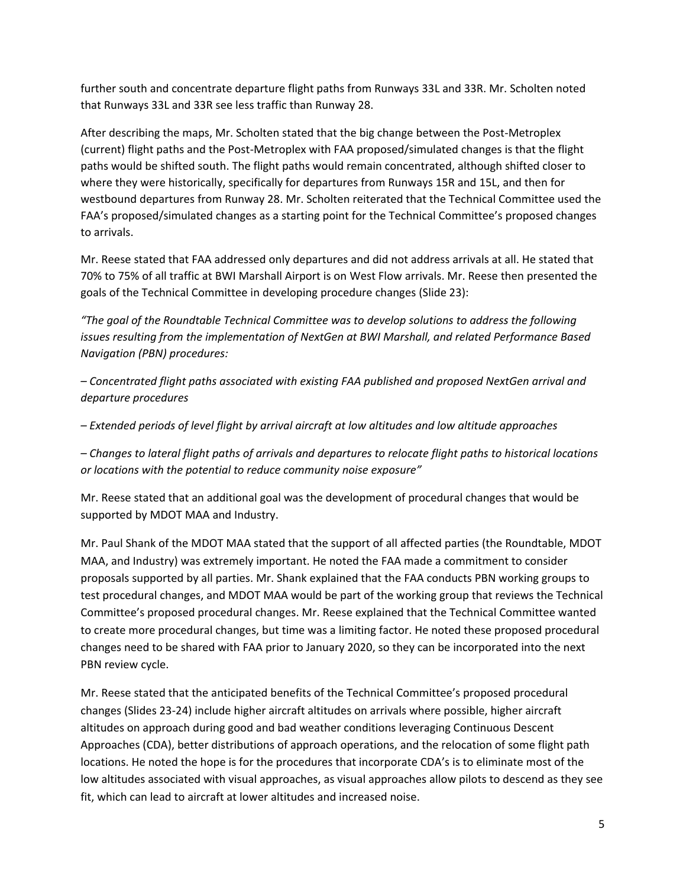further south and concentrate departure flight paths from Runways 33L and 33R. Mr. Scholten noted that Runways 33L and 33R see less traffic than Runway 28.

After describing the maps, Mr. Scholten stated that the big change between the Post-Metroplex (current) flight paths and the Post-Metroplex with FAA proposed/simulated changes is that the flight paths would be shifted south. The flight paths would remain concentrated, although shifted closer to where they were historically, specifically for departures from Runways 15R and 15L, and then for westbound departures from Runway 28. Mr. Scholten reiterated that the Technical Committee used the FAA's proposed/simulated changes as a starting point for the Technical Committee's proposed changes to arrivals.

Mr. Reese stated that FAA addressed only departures and did not address arrivals at all. He stated that 70% to 75% of all traffic at BWI Marshall Airport is on West Flow arrivals. Mr. Reese then presented the goals of the Technical Committee in developing procedure changes (Slide 23):

*"The goal of the Roundtable Technical Committee was to develop solutions to address the following issues resulting from the implementation of NextGen at BWI Marshall, and related Performance Based Navigation (PBN) procedures:*

*– Concentrated flight paths associated with existing FAA published and proposed NextGen arrival and departure procedures*

*– Extended periods of level flight by arrival aircraft at low altitudes and low altitude approaches*

*– Changes to lateral flight paths of arrivals and departures to relocate flight paths to historical locations or locations with the potential to reduce community noise exposure"*

Mr. Reese stated that an additional goal was the development of procedural changes that would be supported by MDOT MAA and Industry.

Mr. Paul Shank of the MDOT MAA stated that the support of all affected parties (the Roundtable, MDOT MAA, and Industry) was extremely important. He noted the FAA made a commitment to consider proposals supported by all parties. Mr. Shank explained that the FAA conducts PBN working groups to test procedural changes, and MDOT MAA would be part of the working group that reviews the Technical Committee's proposed procedural changes. Mr. Reese explained that the Technical Committee wanted to create more procedural changes, but time was a limiting factor. He noted these proposed procedural changes need to be shared with FAA prior to January 2020, so they can be incorporated into the next PBN review cycle.

Mr. Reese stated that the anticipated benefits of the Technical Committee's proposed procedural changes (Slides 23-24) include higher aircraft altitudes on arrivals where possible, higher aircraft altitudes on approach during good and bad weather conditions leveraging Continuous Descent Approaches (CDA), better distributions of approach operations, and the relocation of some flight path locations. He noted the hope is for the procedures that incorporate CDA's is to eliminate most of the low altitudes associated with visual approaches, as visual approaches allow pilots to descend as they see fit, which can lead to aircraft at lower altitudes and increased noise.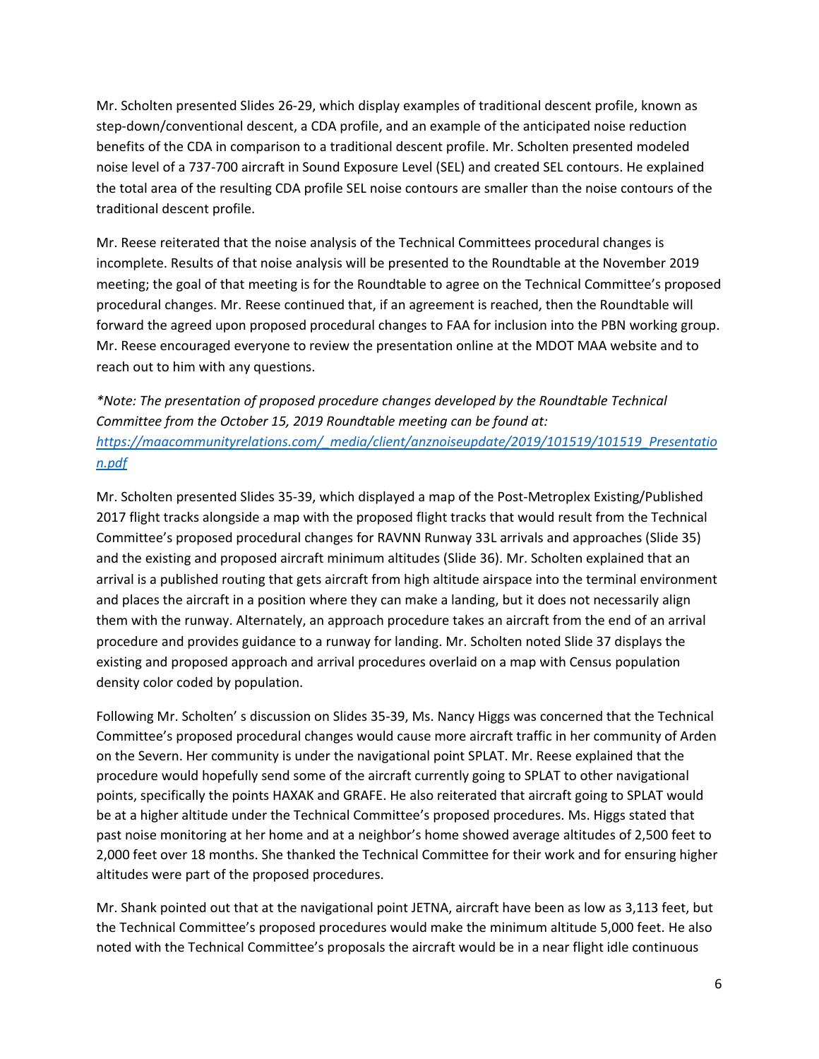Mr. Scholten presented Slides 26-29, which display examples of traditional descent profile, known as step-down/conventional descent, a CDA profile, and an example of the anticipated noise reduction benefits of the CDA in comparison to a traditional descent profile. Mr. Scholten presented modeled noise level of a 737-700 aircraft in Sound Exposure Level (SEL) and created SEL contours. He explained the total area of the resulting CDA profile SEL noise contours are smaller than the noise contours of the traditional descent profile.

Mr. Reese reiterated that the noise analysis of the Technical Committees procedural changes is incomplete. Results of that noise analysis will be presented to the Roundtable at the November 2019 meeting; the goal of that meeting is for the Roundtable to agree on the Technical Committee's proposed procedural changes. Mr. Reese continued that, if an agreement is reached, then the Roundtable will forward the agreed upon proposed procedural changes to FAA for inclusion into the PBN working group. Mr. Reese encouraged everyone to review the presentation online at the MDOT MAA website and to reach out to him with any questions.

*\*Note: The presentation of proposed procedure changes developed by the Roundtable Technical Committee from the October 15, 2019 Roundtable meeting can be found at: [https://maacommunityrelations.com/_media/client/anznoiseupdate/2019/101519/101519_Presentation.pdf](https://maacommunityrelations.com/_media/client/anznoiseupdate/2019/101519/101519_Presentation.pdf)*

Mr. Scholten presented Slides 35-39, which displayed a map of the Post-Metroplex Existing/Published 2017 flight tracks alongside a map with the proposed flight tracks that would result from the Technical Committee's proposed procedural changes for RAVNN Runway 33L arrivals and approaches (Slide 35) and the existing and proposed aircraft minimum altitudes (Slide 36). Mr. Scholten explained that an arrival is a published routing that gets aircraft from high altitude airspace into the terminal environment and places the aircraft in a position where they can make a landing, but it does not necessarily align them with the runway. Alternately, an approach procedure takes an aircraft from the end of an arrival procedure and provides guidance to a runway for landing. Mr. Scholten noted Slide 37 displays the existing and proposed approach and arrival procedures overlaid on a map with Census population density color coded by population.

Following Mr. Scholten' s discussion on Slides 35-39, Ms. Nancy Higgs was concerned that the Technical Committee's proposed procedural changes would cause more aircraft traffic in her community of Arden on the Severn. Her community is under the navigational point SPLAT. Mr. Reese explained that the procedure would hopefully send some of the aircraft currently going to SPLAT to other navigational points, specifically the points HAXAK and GRAFE. He also reiterated that aircraft going to SPLAT would be at a higher altitude under the Technical Committee's proposed procedures. Ms. Higgs stated that past noise monitoring at her home and at a neighbor's home showed average altitudes of 2,500 feet to 2,000 feet over 18 months. She thanked the Technical Committee for their work and for ensuring higher altitudes were part of the proposed procedures.

Mr. Shank pointed out that at the navigational point JETNA, aircraft have been as low as 3,113 feet, but the Technical Committee's proposed procedures would make the minimum altitude 5,000 feet. He also noted with the Technical Committee's proposals the aircraft would be in a near flight idle continuous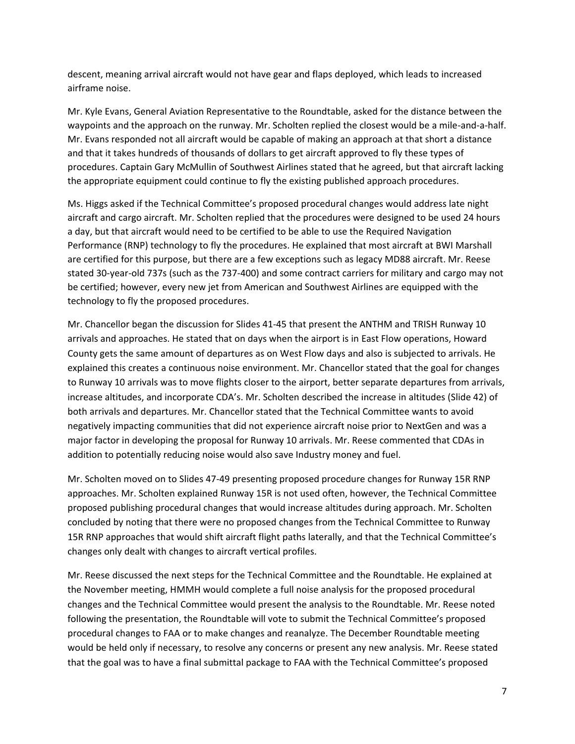descent, meaning arrival aircraft would not have gear and flaps deployed, which leads to increased airframe noise.

Mr. Kyle Evans, General Aviation Representative to the Roundtable, asked for the distance between the waypoints and the approach on the runway. Mr. Scholten replied the closest would be a mile-and-a-half. Mr. Evans responded not all aircraft would be capable of making an approach at that short a distance and that it takes hundreds of thousands of dollars to get aircraft approved to fly these types of procedures. Captain Gary McMullin of Southwest Airlines stated that he agreed, but that aircraft lacking the appropriate equipment could continue to fly the existing published approach procedures.

Ms. Higgs asked if the Technical Committee's proposed procedural changes would address late night aircraft and cargo aircraft. Mr. Scholten replied that the procedures were designed to be used 24 hours a day, but that aircraft would need to be certified to be able to use the Required Navigation Performance (RNP) technology to fly the procedures. He explained that most aircraft at BWI Marshall are certified for this purpose, but there are a few exceptions such as legacy MD88 aircraft. Mr. Reese stated 30-year-old 737s (such as the 737-400) and some contract carriers for military and cargo may not be certified; however, every new jet from American and Southwest Airlines are equipped with the technology to fly the proposed procedures.

Mr. Chancellor began the discussion for Slides 41-45 that present the ANTHM and TRISH Runway 10 arrivals and approaches. He stated that on days when the airport is in East Flow operations, Howard County gets the same amount of departures as on West Flow days and also is subjected to arrivals. He explained this creates a continuous noise environment. Mr. Chancellor stated that the goal for changes to Runway 10 arrivals was to move flights closer to the airport, better separate departures from arrivals, increase altitudes, and incorporate CDA's. Mr. Scholten described the increase in altitudes (Slide 42) of both arrivals and departures. Mr. Chancellor stated that the Technical Committee wants to avoid negatively impacting communities that did not experience aircraft noise prior to NextGen and was a major factor in developing the proposal for Runway 10 arrivals. Mr. Reese commented that CDAs in addition to potentially reducing noise would also save Industry money and fuel.

Mr. Scholten moved on to Slides 47-49 presenting proposed procedure changes for Runway 15R RNP approaches. Mr. Scholten explained Runway 15R is not used often, however, the Technical Committee proposed publishing procedural changes that would increase altitudes during approach. Mr. Scholten concluded by noting that there were no proposed changes from the Technical Committee to Runway 15R RNP approaches that would shift aircraft flight paths laterally, and that the Technical Committee's changes only dealt with changes to aircraft vertical profiles.

Mr. Reese discussed the next steps for the Technical Committee and the Roundtable. He explained at the November meeting, HMMH would complete a full noise analysis for the proposed procedural changes and the Technical Committee would present the analysis to the Roundtable. Mr. Reese noted following the presentation, the Roundtable will vote to submit the Technical Committee's proposed procedural changes to FAA or to make changes and reanalyze. The December Roundtable meeting would be held only if necessary, to resolve any concerns or present any new analysis. Mr. Reese stated that the goal was to have a final submittal package to FAA with the Technical Committee's proposed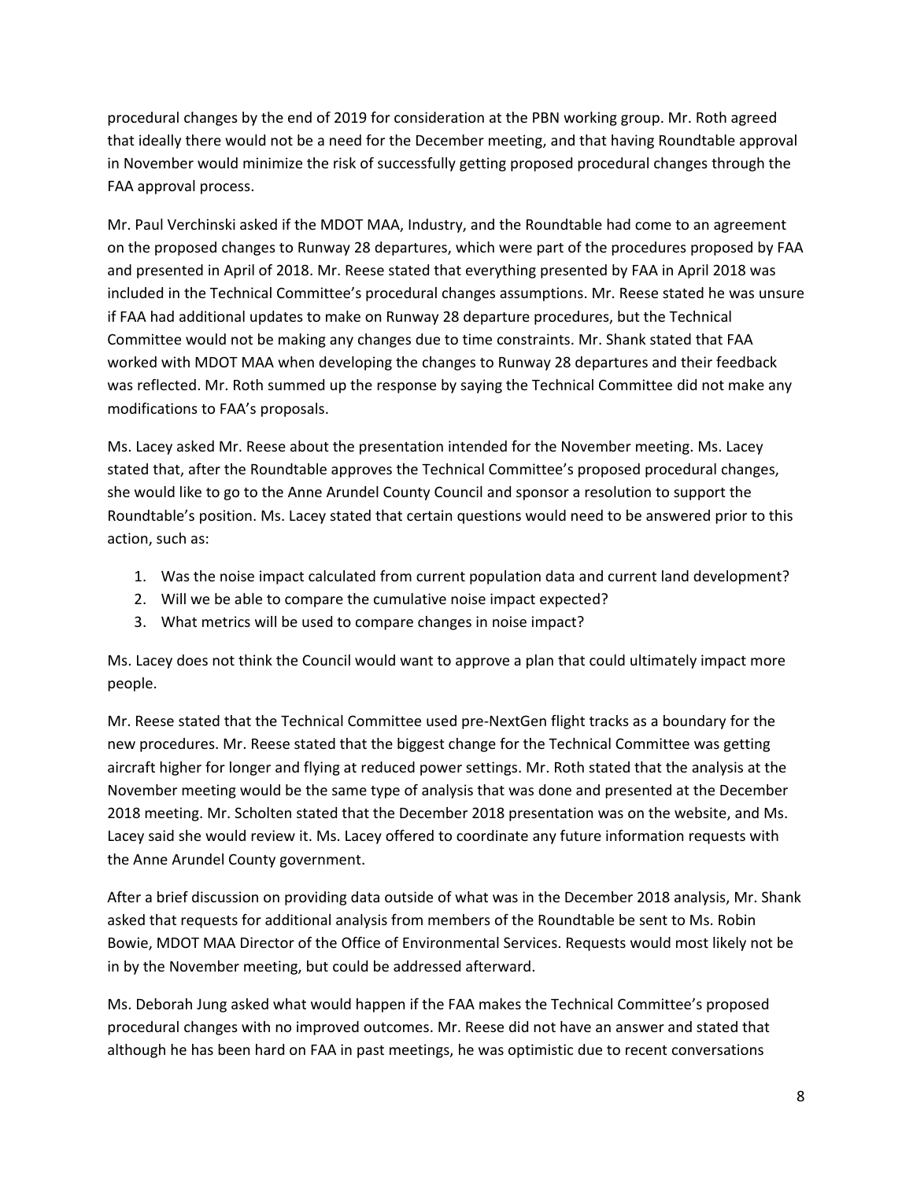procedural changes by the end of 2019 for consideration at the PBN working group. Mr. Roth agreed that ideally there would not be a need for the December meeting, and that having Roundtable approval in November would minimize the risk of successfully getting proposed procedural changes through the FAA approval process.

Mr. Paul Verchinski asked if the MDOT MAA, Industry, and the Roundtable had come to an agreement on the proposed changes to Runway 28 departures, which were part of the procedures proposed by FAA and presented in April of 2018. Mr. Reese stated that everything presented by FAA in April 2018 was included in the Technical Committee's procedural changes assumptions. Mr. Reese stated he was unsure if FAA had additional updates to make on Runway 28 departure procedures, but the Technical Committee would not be making any changes due to time constraints. Mr. Shank stated that FAA worked with MDOT MAA when developing the changes to Runway 28 departures and their feedback was reflected. Mr. Roth summed up the response by saying the Technical Committee did not make any modifications to FAA's proposals.

Ms. Lacey asked Mr. Reese about the presentation intended for the November meeting. Ms. Lacey stated that, after the Roundtable approves the Technical Committee's proposed procedural changes, she would like to go to the Anne Arundel County Council and sponsor a resolution to support the Roundtable's position. Ms. Lacey stated that certain questions would need to be answered prior to this action, such as:

1. Was the noise impact calculated from current population data and current land development?
2. Will we be able to compare the cumulative noise impact expected?
3. What metrics will be used to compare changes in noise impact?

Ms. Lacey does not think the Council would want to approve a plan that could ultimately impact more people.

Mr. Reese stated that the Technical Committee used pre-NextGen flight tracks as a boundary for the new procedures. Mr. Reese stated that the biggest change for the Technical Committee was getting aircraft higher for longer and flying at reduced power settings. Mr. Roth stated that the analysis at the November meeting would be the same type of analysis that was done and presented at the December 2018 meeting. Mr. Scholten stated that the December 2018 presentation was on the website, and Ms. Lacey said she would review it. Ms. Lacey offered to coordinate any future information requests with the Anne Arundel County government.

After a brief discussion on providing data outside of what was in the December 2018 analysis, Mr. Shank asked that requests for additional analysis from members of the Roundtable be sent to Ms. Robin Bowie, MDOT MAA Director of the Office of Environmental Services. Requests would most likely not be in by the November meeting, but could be addressed afterward.

Ms. Deborah Jung asked what would happen if the FAA makes the Technical Committee's proposed procedural changes with no improved outcomes. Mr. Reese did not have an answer and stated that although he has been hard on FAA in past meetings, he was optimistic due to recent conversations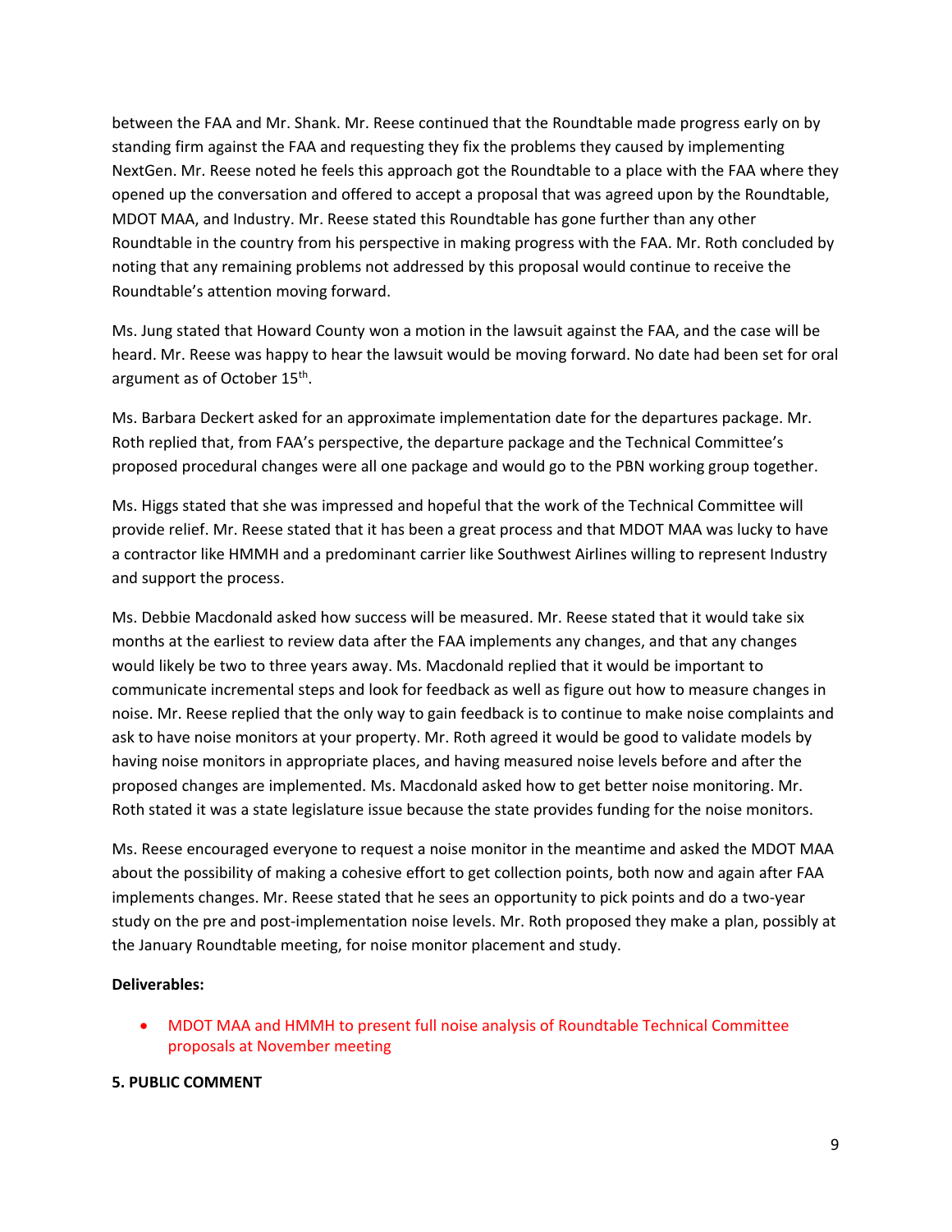between the FAA and Mr. Shank. Mr. Reese continued that the Roundtable made progress early on by standing firm against the FAA and requesting they fix the problems they caused by implementing NextGen. Mr. Reese noted he feels this approach got the Roundtable to a place with the FAA where they opened up the conversation and offered to accept a proposal that was agreed upon by the Roundtable, MDOT MAA, and Industry. Mr. Reese stated this Roundtable has gone further than any other Roundtable in the country from his perspective in making progress with the FAA. Mr. Roth concluded by noting that any remaining problems not addressed by this proposal would continue to receive the Roundtable's attention moving forward.

Ms. Jung stated that Howard County won a motion in the lawsuit against the FAA, and the case will be heard. Mr. Reese was happy to hear the lawsuit would be moving forward. No date had been set for oral argument as of October 15th.

Ms. Barbara Deckert asked for an approximate implementation date for the departures package. Mr. Roth replied that, from FAA's perspective, the departure package and the Technical Committee's proposed procedural changes were all one package and would go to the PBN working group together.

Ms. Higgs stated that she was impressed and hopeful that the work of the Technical Committee will provide relief. Mr. Reese stated that it has been a great process and that MDOT MAA was lucky to have a contractor like HMMH and a predominant carrier like Southwest Airlines willing to represent Industry and support the process.

Ms. Debbie Macdonald asked how success will be measured. Mr. Reese stated that it would take six months at the earliest to review data after the FAA implements any changes, and that any changes would likely be two to three years away. Ms. Macdonald replied that it would be important to communicate incremental steps and look for feedback as well as figure out how to measure changes in noise. Mr. Reese replied that the only way to gain feedback is to continue to make noise complaints and ask to have noise monitors at your property. Mr. Roth agreed it would be good to validate models by having noise monitors in appropriate places, and having measured noise levels before and after the proposed changes are implemented. Ms. Macdonald asked how to get better noise monitoring. Mr. Roth stated it was a state legislature issue because the state provides funding for the noise monitors.

Ms. Reese encouraged everyone to request a noise monitor in the meantime and asked the MDOT MAA about the possibility of making a cohesive effort to get collection points, both now and again after FAA implements changes. Mr. Reese stated that he sees an opportunity to pick points and do a two-year study on the pre and post-implementation noise levels. Mr. Roth proposed they make a plan, possibly at the January Roundtable meeting, for noise monitor placement and study.

**Deliverables:**

- MDOT MAA and HMMH to present full noise analysis of Roundtable Technical Committee proposals at November meeting

**5. PUBLIC COMMENT**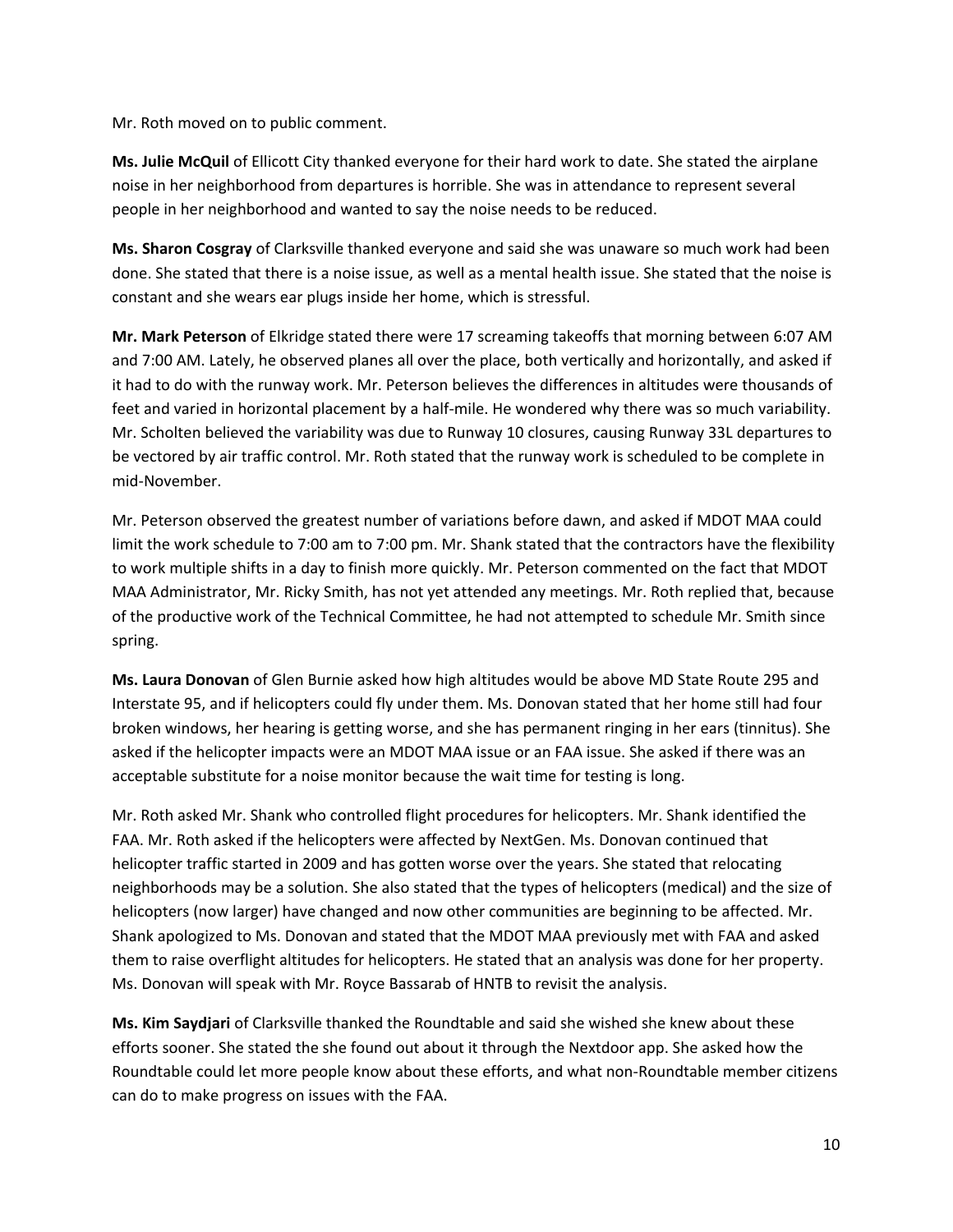Mr. Roth moved on to public comment.

**Ms. Julie McQuil** of Ellicott City thanked everyone for their hard work to date. She stated the airplane noise in her neighborhood from departures is horrible. She was in attendance to represent several people in her neighborhood and wanted to say the noise needs to be reduced.

**Ms. Sharon Cosgray** of Clarksville thanked everyone and said she was unaware so much work had been done. She stated that there is a noise issue, as well as a mental health issue. She stated that the noise is constant and she wears ear plugs inside her home, which is stressful.

**Mr. Mark Peterson** of Elkridge stated there were 17 screaming takeoffs that morning between 6:07 AM and 7:00 AM. Lately, he observed planes all over the place, both vertically and horizontally, and asked if it had to do with the runway work. Mr. Peterson believes the differences in altitudes were thousands of feet and varied in horizontal placement by a half-mile. He wondered why there was so much variability. Mr. Scholten believed the variability was due to Runway 10 closures, causing Runway 33L departures to be vectored by air traffic control. Mr. Roth stated that the runway work is scheduled to be complete in mid-November.

Mr. Peterson observed the greatest number of variations before dawn, and asked if MDOT MAA could limit the work schedule to 7:00 am to 7:00 pm. Mr. Shank stated that the contractors have the flexibility to work multiple shifts in a day to finish more quickly. Mr. Peterson commented on the fact that MDOT MAA Administrator, Mr. Ricky Smith, has not yet attended any meetings. Mr. Roth replied that, because of the productive work of the Technical Committee, he had not attempted to schedule Mr. Smith since spring.

**Ms. Laura Donovan** of Glen Burnie asked how high altitudes would be above MD State Route 295 and Interstate 95, and if helicopters could fly under them. Ms. Donovan stated that her home still had four broken windows, her hearing is getting worse, and she has permanent ringing in her ears (tinnitus). She asked if the helicopter impacts were an MDOT MAA issue or an FAA issue. She asked if there was an acceptable substitute for a noise monitor because the wait time for testing is long.

Mr. Roth asked Mr. Shank who controlled flight procedures for helicopters. Mr. Shank identified the FAA. Mr. Roth asked if the helicopters were affected by NextGen. Ms. Donovan continued that helicopter traffic started in 2009 and has gotten worse over the years. She stated that relocating neighborhoods may be a solution. She also stated that the types of helicopters (medical) and the size of helicopters (now larger) have changed and now other communities are beginning to be affected. Mr. Shank apologized to Ms. Donovan and stated that the MDOT MAA previously met with FAA and asked them to raise overflight altitudes for helicopters. He stated that an analysis was done for her property. Ms. Donovan will speak with Mr. Royce Bassarab of HNTB to revisit the analysis.

**Ms. Kim Saydjari** of Clarksville thanked the Roundtable and said she wished she knew about these efforts sooner. She stated the she found out about it through the Nextdoor app. She asked how the Roundtable could let more people know about these efforts, and what non-Roundtable member citizens can do to make progress on issues with the FAA.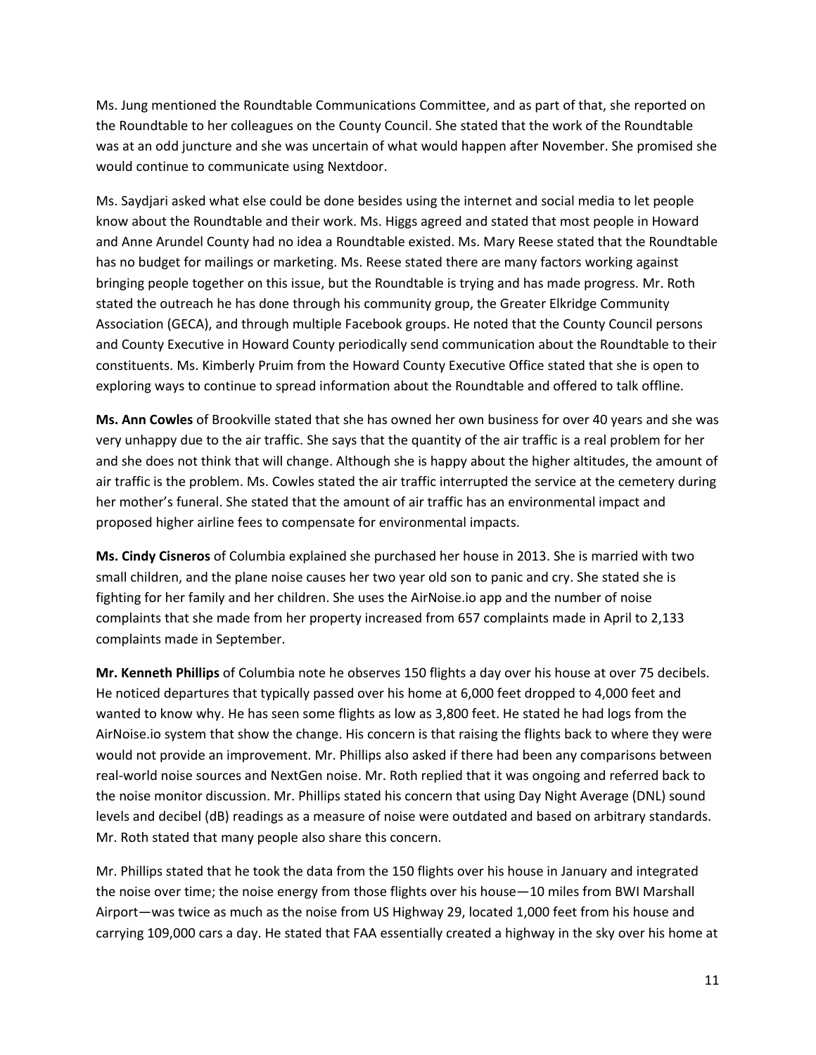Ms. Jung mentioned the Roundtable Communications Committee, and as part of that, she reported on the Roundtable to her colleagues on the County Council. She stated that the work of the Roundtable was at an odd juncture and she was uncertain of what would happen after November. She promised she would continue to communicate using Nextdoor.

Ms. Saydjari asked what else could be done besides using the internet and social media to let people know about the Roundtable and their work. Ms. Higgs agreed and stated that most people in Howard and Anne Arundel County had no idea a Roundtable existed. Ms. Mary Reese stated that the Roundtable has no budget for mailings or marketing. Ms. Reese stated there are many factors working against bringing people together on this issue, but the Roundtable is trying and has made progress. Mr. Roth stated the outreach he has done through his community group, the Greater Elkridge Community Association (GECA), and through multiple Facebook groups. He noted that the County Council persons and County Executive in Howard County periodically send communication about the Roundtable to their constituents. Ms. Kimberly Pruim from the Howard County Executive Office stated that she is open to exploring ways to continue to spread information about the Roundtable and offered to talk offline.

**Ms. Ann Cowles** of Brookville stated that she has owned her own business for over 40 years and she was very unhappy due to the air traffic. She says that the quantity of the air traffic is a real problem for her and she does not think that will change. Although she is happy about the higher altitudes, the amount of air traffic is the problem. Ms. Cowles stated the air traffic interrupted the service at the cemetery during her mother's funeral. She stated that the amount of air traffic has an environmental impact and proposed higher airline fees to compensate for environmental impacts.

**Ms. Cindy Cisneros** of Columbia explained she purchased her house in 2013. She is married with two small children, and the plane noise causes her two year old son to panic and cry. She stated she is fighting for her family and her children. She uses the AirNoise.io app and the number of noise complaints that she made from her property increased from 657 complaints made in April to 2,133 complaints made in September.

**Mr. Kenneth Phillips** of Columbia note he observes 150 flights a day over his house at over 75 decibels. He noticed departures that typically passed over his home at 6,000 feet dropped to 4,000 feet and wanted to know why. He has seen some flights as low as 3,800 feet. He stated he had logs from the AirNoise.io system that show the change. His concern is that raising the flights back to where they were would not provide an improvement. Mr. Phillips also asked if there had been any comparisons between real-world noise sources and NextGen noise. Mr. Roth replied that it was ongoing and referred back to the noise monitor discussion. Mr. Phillips stated his concern that using Day Night Average (DNL) sound levels and decibel (dB) readings as a measure of noise were outdated and based on arbitrary standards. Mr. Roth stated that many people also share this concern.

Mr. Phillips stated that he took the data from the 150 flights over his house in January and integrated the noise over time; the noise energy from those flights over his house—10 miles from BWI Marshall Airport—was twice as much as the noise from US Highway 29, located 1,000 feet from his house and carrying 109,000 cars a day. He stated that FAA essentially created a highway in the sky over his home at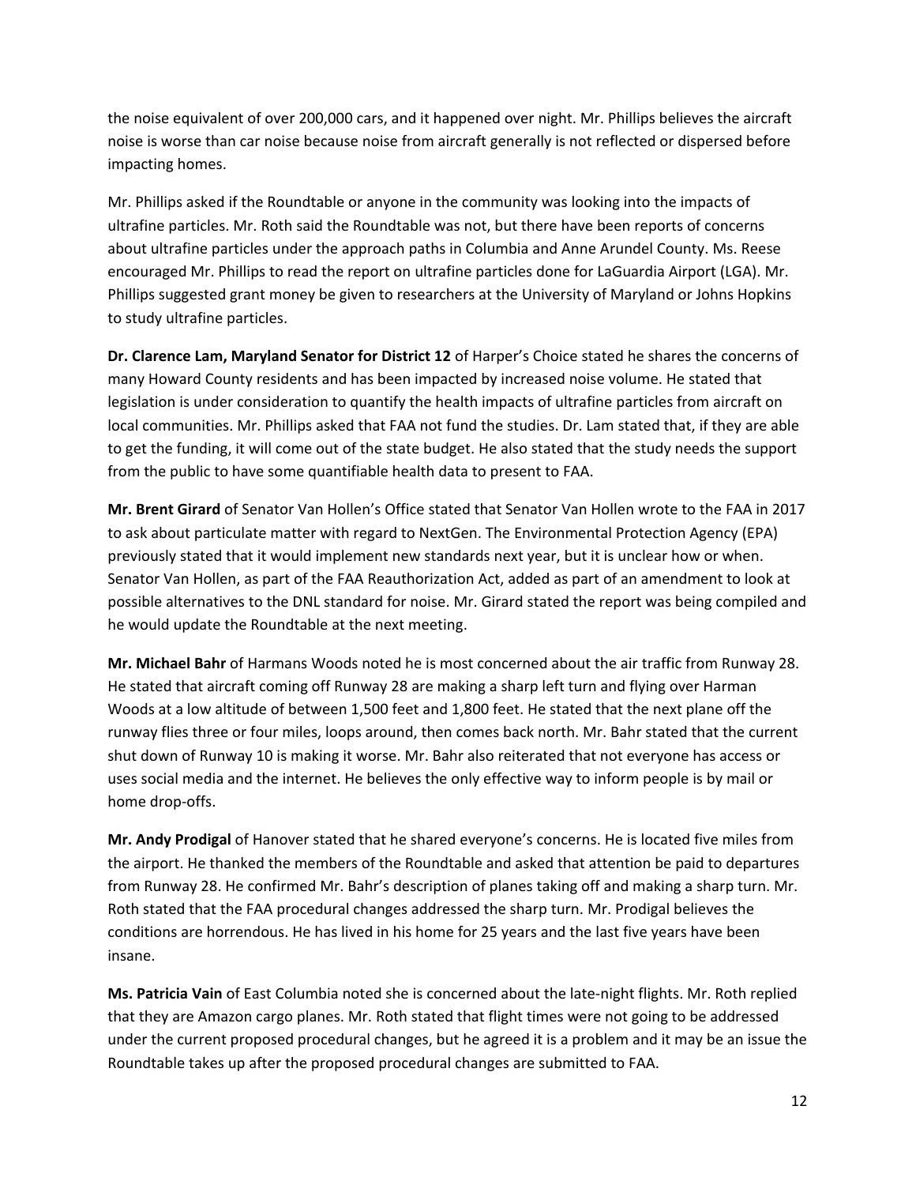the noise equivalent of over 200,000 cars, and it happened over night. Mr. Phillips believes the aircraft noise is worse than car noise because noise from aircraft generally is not reflected or dispersed before impacting homes.

Mr. Phillips asked if the Roundtable or anyone in the community was looking into the impacts of ultrafine particles. Mr. Roth said the Roundtable was not, but there have been reports of concerns about ultrafine particles under the approach paths in Columbia and Anne Arundel County. Ms. Reese encouraged Mr. Phillips to read the report on ultrafine particles done for LaGuardia Airport (LGA). Mr. Phillips suggested grant money be given to researchers at the University of Maryland or Johns Hopkins to study ultrafine particles.

**Dr. Clarence Lam, Maryland Senator for District 12** of Harper's Choice stated he shares the concerns of many Howard County residents and has been impacted by increased noise volume. He stated that legislation is under consideration to quantify the health impacts of ultrafine particles from aircraft on local communities. Mr. Phillips asked that FAA not fund the studies. Dr. Lam stated that, if they are able to get the funding, it will come out of the state budget. He also stated that the study needs the support from the public to have some quantifiable health data to present to FAA.

**Mr. Brent Girard** of Senator Van Hollen's Office stated that Senator Van Hollen wrote to the FAA in 2017 to ask about particulate matter with regard to NextGen. The Environmental Protection Agency (EPA) previously stated that it would implement new standards next year, but it is unclear how or when. Senator Van Hollen, as part of the FAA Reauthorization Act, added as part of an amendment to look at possible alternatives to the DNL standard for noise. Mr. Girard stated the report was being compiled and he would update the Roundtable at the next meeting.

**Mr. Michael Bahr** of Harmans Woods noted he is most concerned about the air traffic from Runway 28. He stated that aircraft coming off Runway 28 are making a sharp left turn and flying over Harman Woods at a low altitude of between 1,500 feet and 1,800 feet. He stated that the next plane off the runway flies three or four miles, loops around, then comes back north. Mr. Bahr stated that the current shut down of Runway 10 is making it worse. Mr. Bahr also reiterated that not everyone has access or uses social media and the internet. He believes the only effective way to inform people is by mail or home drop-offs.

**Mr. Andy Prodigal** of Hanover stated that he shared everyone's concerns. He is located five miles from the airport. He thanked the members of the Roundtable and asked that attention be paid to departures from Runway 28. He confirmed Mr. Bahr's description of planes taking off and making a sharp turn. Mr. Roth stated that the FAA procedural changes addressed the sharp turn. Mr. Prodigal believes the conditions are horrendous. He has lived in his home for 25 years and the last five years have been insane.

**Ms. Patricia Vain** of East Columbia noted she is concerned about the late-night flights. Mr. Roth replied that they are Amazon cargo planes. Mr. Roth stated that flight times were not going to be addressed under the current proposed procedural changes, but he agreed it is a problem and it may be an issue the Roundtable takes up after the proposed procedural changes are submitted to FAA.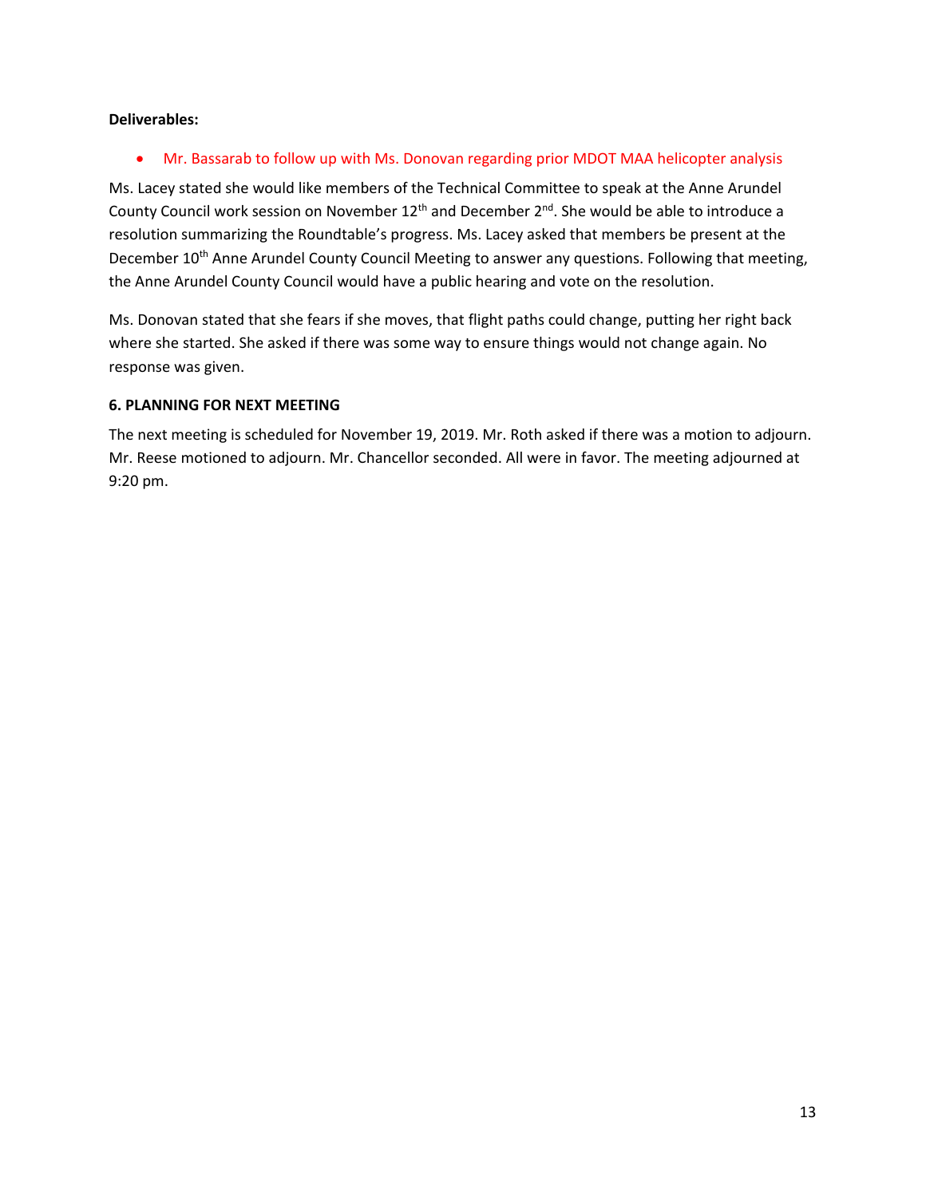**Deliverables:**

- Mr. Bassarab to follow up with Ms. Donovan regarding prior MDOT MAA helicopter analysis

Ms. Lacey stated she would like members of the Technical Committee to speak at the Anne Arundel County Council work session on November 12th and December 2nd. She would be able to introduce a resolution summarizing the Roundtable's progress. Ms. Lacey asked that members be present at the December 10th Anne Arundel County Council Meeting to answer any questions. Following that meeting, the Anne Arundel County Council would have a public hearing and vote on the resolution.

Ms. Donovan stated that she fears if she moves, that flight paths could change, putting her right back where she started. She asked if there was some way to ensure things would not change again. No response was given.

**6. PLANNING FOR NEXT MEETING**

The next meeting is scheduled for November 19, 2019. Mr. Roth asked if there was a motion to adjourn. Mr. Reese motioned to adjourn. Mr. Chancellor seconded. All were in favor. The meeting adjourned at 9:20 pm.